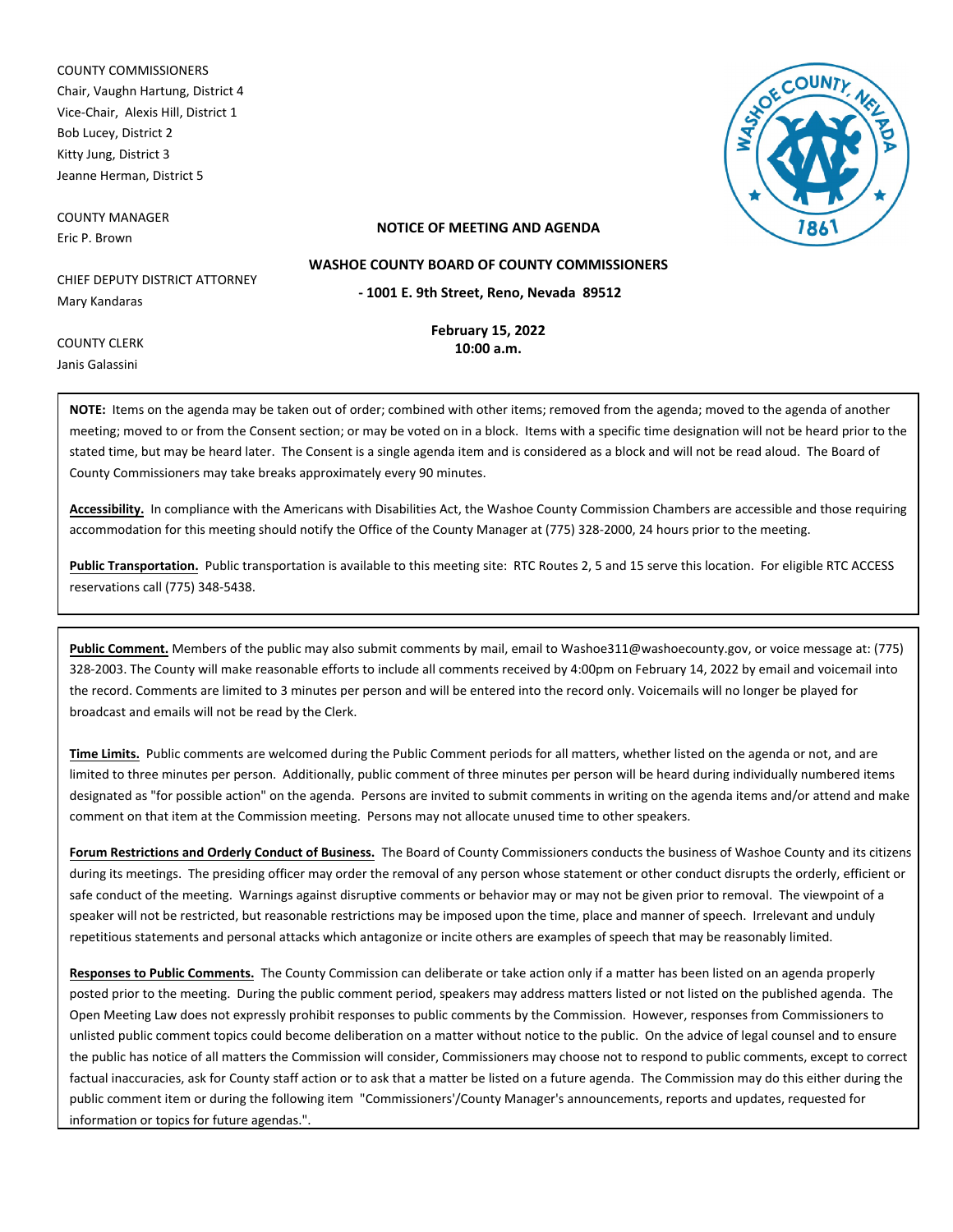COUNTY COMMISSIONERS
Chair, Vaughn Hartung, District 4
Vice-Chair, Alexis Hill, District 1
Bob Lucey, District 2
Kitty Jung, District 3
Jeanne Herman, District 5

COUNTY MANAGER
Eric P. Brown

CHIEF DEPUTY DISTRICT ATTORNEY
Mary Kandaras

COUNTY CLERK
Janis Galassini

**NOTICE OF MEETING AND AGENDA**

**WASHOE COUNTY BOARD OF COUNTY COMMISSIONERS**

**- 1001 E. 9th Street, Reno, Nevada 89512**

**February 15, 2022**
**10:00 a.m.**

**NOTE:** Items on the agenda may be taken out of order; combined with other items; removed from the agenda; moved to the agenda of another meeting; moved to or from the Consent section; or may be voted on in a block. Items with a specific time designation will not be heard prior to the stated time, but may be heard later. The Consent is a single agenda item and is considered as a block and will not be read aloud. The Board of County Commissioners may take breaks approximately every 90 minutes.

**Accessibility.** In compliance with the Americans with Disabilities Act, the Washoe County Commission Chambers are accessible and those requiring accommodation for this meeting should notify the Office of the County Manager at (775) 328-2000, 24 hours prior to the meeting.

**Public Transportation.** Public transportation is available to this meeting site: RTC Routes 2, 5 and 15 serve this location. For eligible RTC ACCESS reservations call (775) 348-5438.

**Public Comment.** Members of the public may also submit comments by mail, email to Washoe311@washoecounty.gov, or voice message at: (775) 328-2003. The County will make reasonable efforts to include all comments received by 4:00pm on February 14, 2022 by email and voicemail into the record. Comments are limited to 3 minutes per person and will be entered into the record only. Voicemails will no longer be played for broadcast and emails will not be read by the Clerk.

**Time Limits.** Public comments are welcomed during the Public Comment periods for all matters, whether listed on the agenda or not, and are limited to three minutes per person. Additionally, public comment of three minutes per person will be heard during individually numbered items designated as "for possible action" on the agenda. Persons are invited to submit comments in writing on the agenda items and/or attend and make comment on that item at the Commission meeting. Persons may not allocate unused time to other speakers.

**Forum Restrictions and Orderly Conduct of Business.** The Board of County Commissioners conducts the business of Washoe County and its citizens during its meetings. The presiding officer may order the removal of any person whose statement or other conduct disrupts the orderly, efficient or safe conduct of the meeting. Warnings against disruptive comments or behavior may or may not be given prior to removal. The viewpoint of a speaker will not be restricted, but reasonable restrictions may be imposed upon the time, place and manner of speech. Irrelevant and unduly repetitious statements and personal attacks which antagonize or incite others are examples of speech that may be reasonably limited.

**Responses to Public Comments.** The County Commission can deliberate or take action only if a matter has been listed on an agenda properly posted prior to the meeting. During the public comment period, speakers may address matters listed or not listed on the published agenda. The Open Meeting Law does not expressly prohibit responses to public comments by the Commission. However, responses from Commissioners to unlisted public comment topics could become deliberation on a matter without notice to the public. On the advice of legal counsel and to ensure the public has notice of all matters the Commission will consider, Commissioners may choose not to respond to public comments, except to correct factual inaccuracies, ask for County staff action or to ask that a matter be listed on a future agenda. The Commission may do this either during the public comment item or during the following item "Commissioners'/County Manager's announcements, reports and updates, requested for information or topics for future agendas.".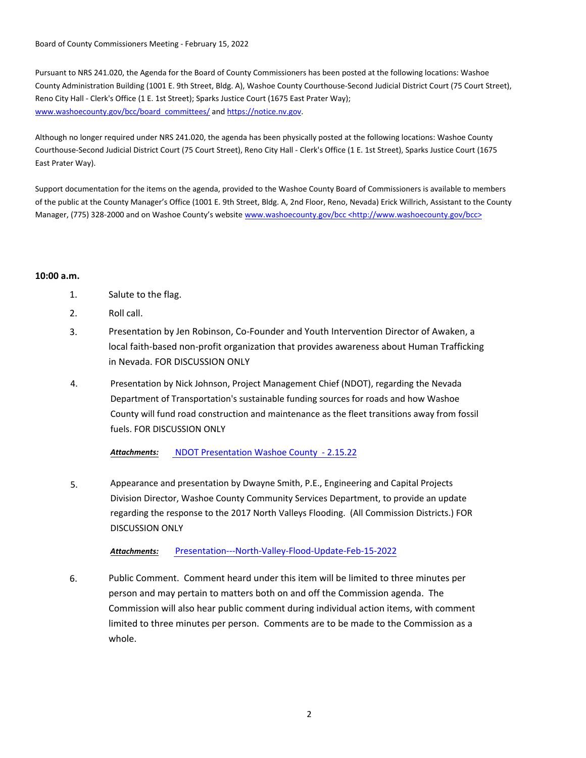Board of County Commissioners Meeting - February 15, 2022

Pursuant to NRS 241.020, the Agenda for the Board of County Commissioners has been posted at the following locations: Washoe County Administration Building (1001 E. 9th Street, Bldg. A), Washoe County Courthouse-Second Judicial District Court (75 Court Street), Reno City Hall - Clerk's Office (1 E. 1st Street); Sparks Justice Court (1675 East Prater Way); www.washoecounty.gov/bcc/board_committees/ and https://notice.nv.gov.

Although no longer required under NRS 241.020, the agenda has been physically posted at the following locations: Washoe County Courthouse-Second Judicial District Court (75 Court Street), Reno City Hall - Clerk's Office (1 E. 1st Street), Sparks Justice Court (1675 East Prater Way).

Support documentation for the items on the agenda, provided to the Washoe County Board of Commissioners is available to members of the public at the County Manager's Office (1001 E. 9th Street, Bldg. A, 2nd Floor, Reno, Nevada) Erick Willrich, Assistant to the County Manager, (775) 328-2000 and on Washoe County's website www.washoecounty.gov/bcc <http://www.washoecounty.gov/bcc>

**10:00 a.m.**

1. Salute to the flag.

2. Roll call.

3. Presentation by Jen Robinson, Co-Founder and Youth Intervention Director of Awaken, a local faith-based non-profit organization that provides awareness about Human Trafficking in Nevada. FOR DISCUSSION ONLY

4. Presentation by Nick Johnson, Project Management Chief (NDOT), regarding the Nevada Department of Transportation's sustainable funding sources for roads and how Washoe County will fund road construction and maintenance as the fleet transitions away from fossil fuels. FOR DISCUSSION ONLY

   ***Attachments:*** NDOT Presentation Washoe County - 2.15.22

5. Appearance and presentation by Dwayne Smith, P.E., Engineering and Capital Projects Division Director, Washoe County Community Services Department, to provide an update regarding the response to the 2017 North Valleys Flooding. (All Commission Districts.) FOR DISCUSSION ONLY

   ***Attachments:*** Presentation---North-Valley-Flood-Update-Feb-15-2022

6. Public Comment. Comment heard under this item will be limited to three minutes per person and may pertain to matters both on and off the Commission agenda. The Commission will also hear public comment during individual action items, with comment limited to three minutes per person. Comments are to be made to the Commission as a whole.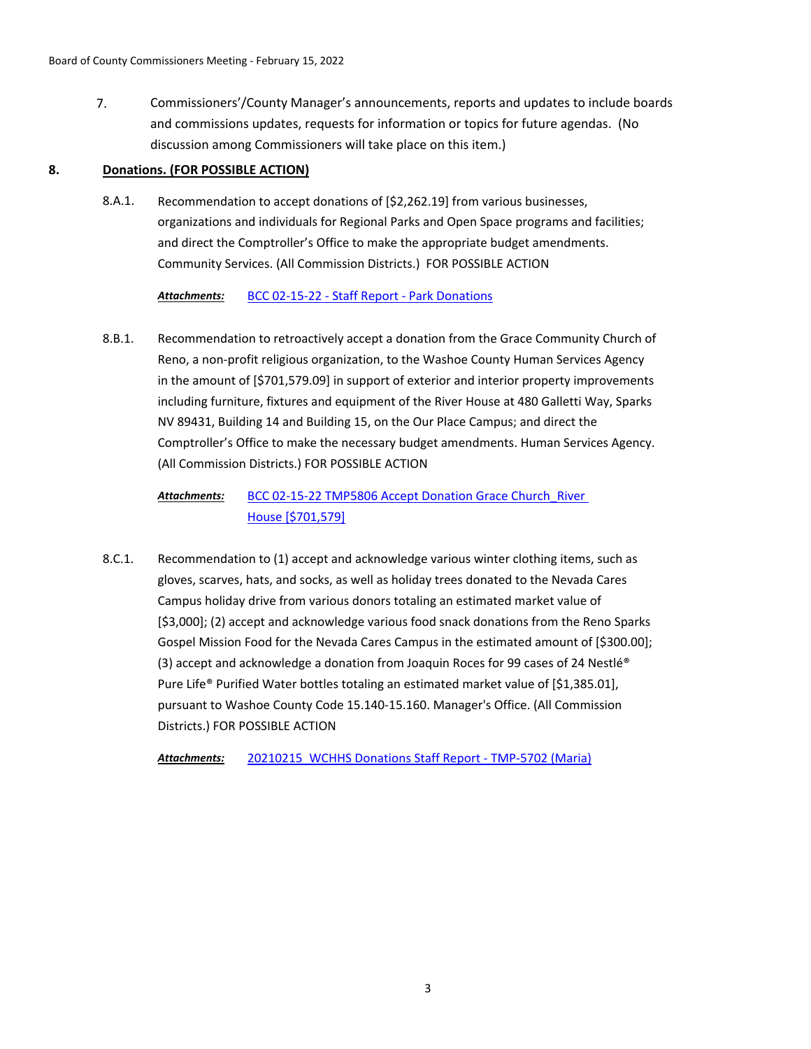7. Commissioners'/County Manager's announcements, reports and updates to include boards and commissions updates, requests for information or topics for future agendas. (No discussion among Commissioners will take place on this item.)

## 8. Donations. (FOR POSSIBLE ACTION)

8.A.1. Recommendation to accept donations of [$2,262.19] from various businesses, organizations and individuals for Regional Parks and Open Space programs and facilities; and direct the Comptroller's Office to make the appropriate budget amendments. Community Services. (All Commission Districts.) FOR POSSIBLE ACTION

***Attachments:*** BCC 02-15-22 - Staff Report - Park Donations

8.B.1. Recommendation to retroactively accept a donation from the Grace Community Church of Reno, a non-profit religious organization, to the Washoe County Human Services Agency in the amount of [$701,579.09] in support of exterior and interior property improvements including furniture, fixtures and equipment of the River House at 480 Galletti Way, Sparks NV 89431, Building 14 and Building 15, on the Our Place Campus; and direct the Comptroller's Office to make the necessary budget amendments. Human Services Agency. (All Commission Districts.) FOR POSSIBLE ACTION

***Attachments:*** BCC 02-15-22 TMP5806 Accept Donation Grace Church_River House [$701,579]

8.C.1. Recommendation to (1) accept and acknowledge various winter clothing items, such as gloves, scarves, hats, and socks, as well as holiday trees donated to the Nevada Cares Campus holiday drive from various donors totaling an estimated market value of [$3,000]; (2) accept and acknowledge various food snack donations from the Reno Sparks Gospel Mission Food for the Nevada Cares Campus in the estimated amount of [$300.00]; (3) accept and acknowledge a donation from Joaquin Roces for 99 cases of 24 Nestlé® Pure Life® Purified Water bottles totaling an estimated market value of [$1,385.01], pursuant to Washoe County Code 15.140-15.160. Manager's Office. (All Commission Districts.) FOR POSSIBLE ACTION

***Attachments:*** 20210215 WCHHS Donations Staff Report - TMP-5702 (Maria)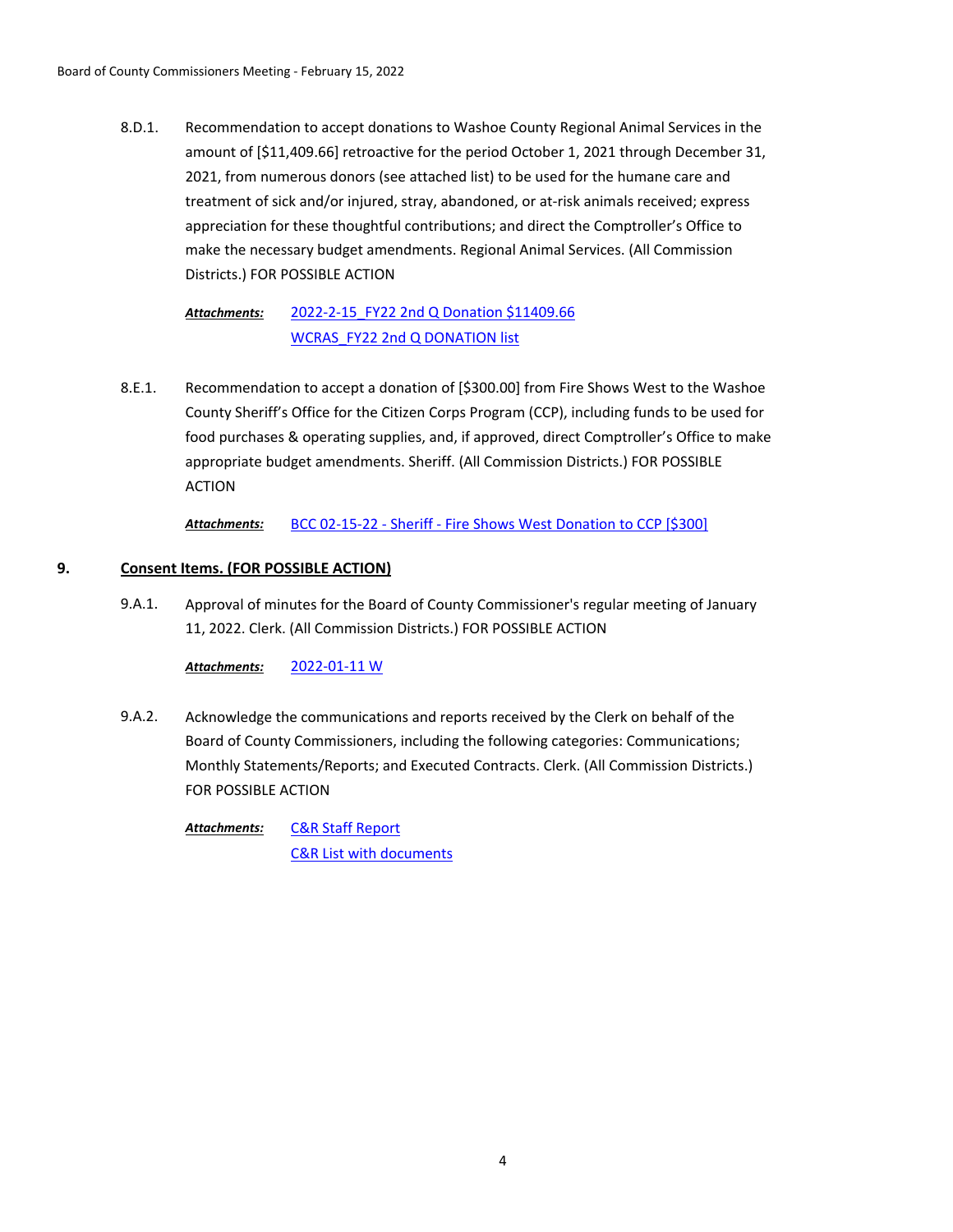8.D.1. Recommendation to accept donations to Washoe County Regional Animal Services in the amount of [$11,409.66] retroactive for the period October 1, 2021 through December 31, 2021, from numerous donors (see attached list) to be used for the humane care and treatment of sick and/or injured, stray, abandoned, or at-risk animals received; express appreciation for these thoughtful contributions; and direct the Comptroller's Office to make the necessary budget amendments. Regional Animal Services. (All Commission Districts.) FOR POSSIBLE ACTION

***Attachments:*** 2022-2-15_FY22 2nd Q Donation $11409.66
WCRAS_FY22 2nd Q DONATION list

8.E.1. Recommendation to accept a donation of [$300.00] from Fire Shows West to the Washoe County Sheriff's Office for the Citizen Corps Program (CCP), including funds to be used for food purchases & operating supplies, and, if approved, direct Comptroller's Office to make appropriate budget amendments. Sheriff. (All Commission Districts.) FOR POSSIBLE ACTION

***Attachments:*** BCC 02-15-22 - Sheriff - Fire Shows West Donation to CCP [$300]

## 9. Consent Items. (FOR POSSIBLE ACTION)

9.A.1. Approval of minutes for the Board of County Commissioner's regular meeting of January 11, 2022. Clerk. (All Commission Districts.) FOR POSSIBLE ACTION

***Attachments:*** 2022-01-11 W

9.A.2. Acknowledge the communications and reports received by the Clerk on behalf of the Board of County Commissioners, including the following categories: Communications; Monthly Statements/Reports; and Executed Contracts. Clerk. (All Commission Districts.) FOR POSSIBLE ACTION

***Attachments:*** C&R Staff Report
C&R List with documents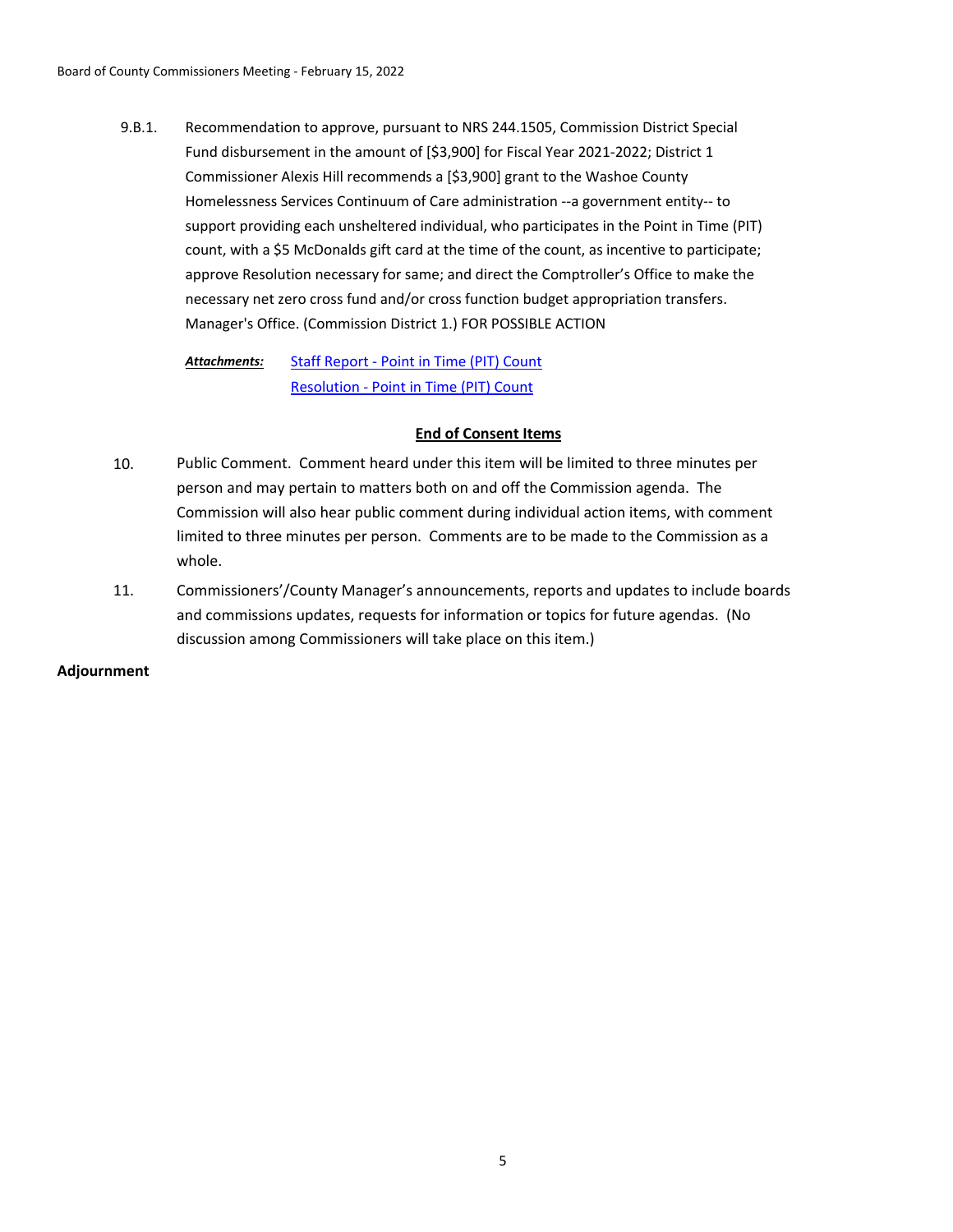9.B.1. Recommendation to approve, pursuant to NRS 244.1505, Commission District Special Fund disbursement in the amount of [$3,900] for Fiscal Year 2021-2022; District 1 Commissioner Alexis Hill recommends a [$3,900] grant to the Washoe County Homelessness Services Continuum of Care administration --a government entity-- to support providing each unsheltered individual, who participates in the Point in Time (PIT) count, with a $5 McDonalds gift card at the time of the count, as incentive to participate; approve Resolution necessary for same; and direct the Comptroller's Office to make the necessary net zero cross fund and/or cross function budget appropriation transfers. Manager's Office. (Commission District 1.) FOR POSSIBLE ACTION

***Attachments:*** Staff Report - Point in Time (PIT) Count
Resolution - Point in Time (PIT) Count

**End of Consent Items**

10. Public Comment. Comment heard under this item will be limited to three minutes per person and may pertain to matters both on and off the Commission agenda. The Commission will also hear public comment during individual action items, with comment limited to three minutes per person. Comments are to be made to the Commission as a whole.

11. Commissioners'/County Manager's announcements, reports and updates to include boards and commissions updates, requests for information or topics for future agendas. (No discussion among Commissioners will take place on this item.)

**Adjournment**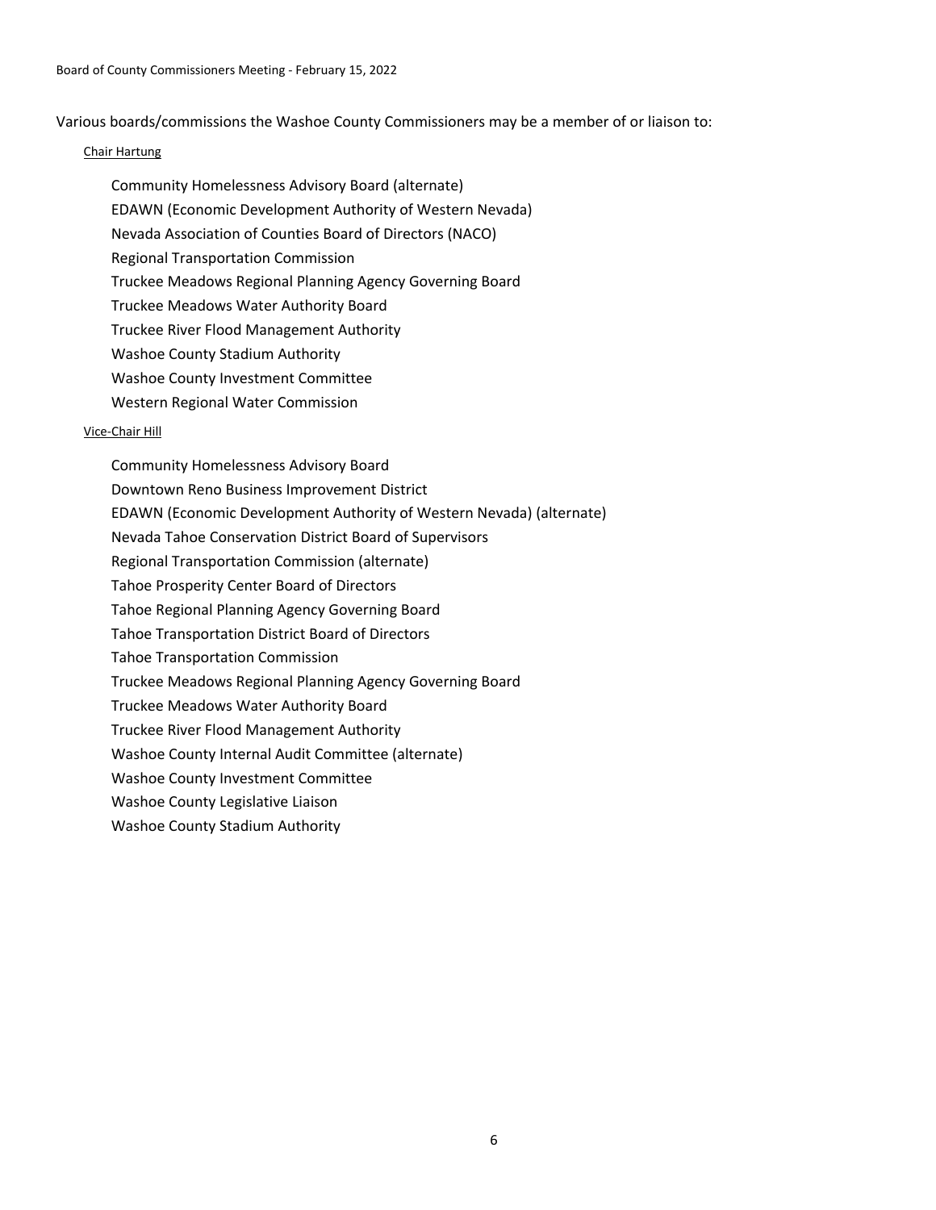Various boards/commissions the Washoe County Commissioners may be a member of or liaison to:

<u>Chair Hartung</u>

- Community Homelessness Advisory Board (alternate)
- EDAWN (Economic Development Authority of Western Nevada)
- Nevada Association of Counties Board of Directors (NACO)
- Regional Transportation Commission
- Truckee Meadows Regional Planning Agency Governing Board
- Truckee Meadows Water Authority Board
- Truckee River Flood Management Authority
- Washoe County Stadium Authority
- Washoe County Investment Committee
- Western Regional Water Commission

<u>Vice-Chair Hill</u>

- Community Homelessness Advisory Board
- Downtown Reno Business Improvement District
- EDAWN (Economic Development Authority of Western Nevada) (alternate)
- Nevada Tahoe Conservation District Board of Supervisors
- Regional Transportation Commission (alternate)
- Tahoe Prosperity Center Board of Directors
- Tahoe Regional Planning Agency Governing Board
- Tahoe Transportation District Board of Directors
- Tahoe Transportation Commission
- Truckee Meadows Regional Planning Agency Governing Board
- Truckee Meadows Water Authority Board
- Truckee River Flood Management Authority
- Washoe County Internal Audit Committee (alternate)
- Washoe County Investment Committee
- Washoe County Legislative Liaison
- Washoe County Stadium Authority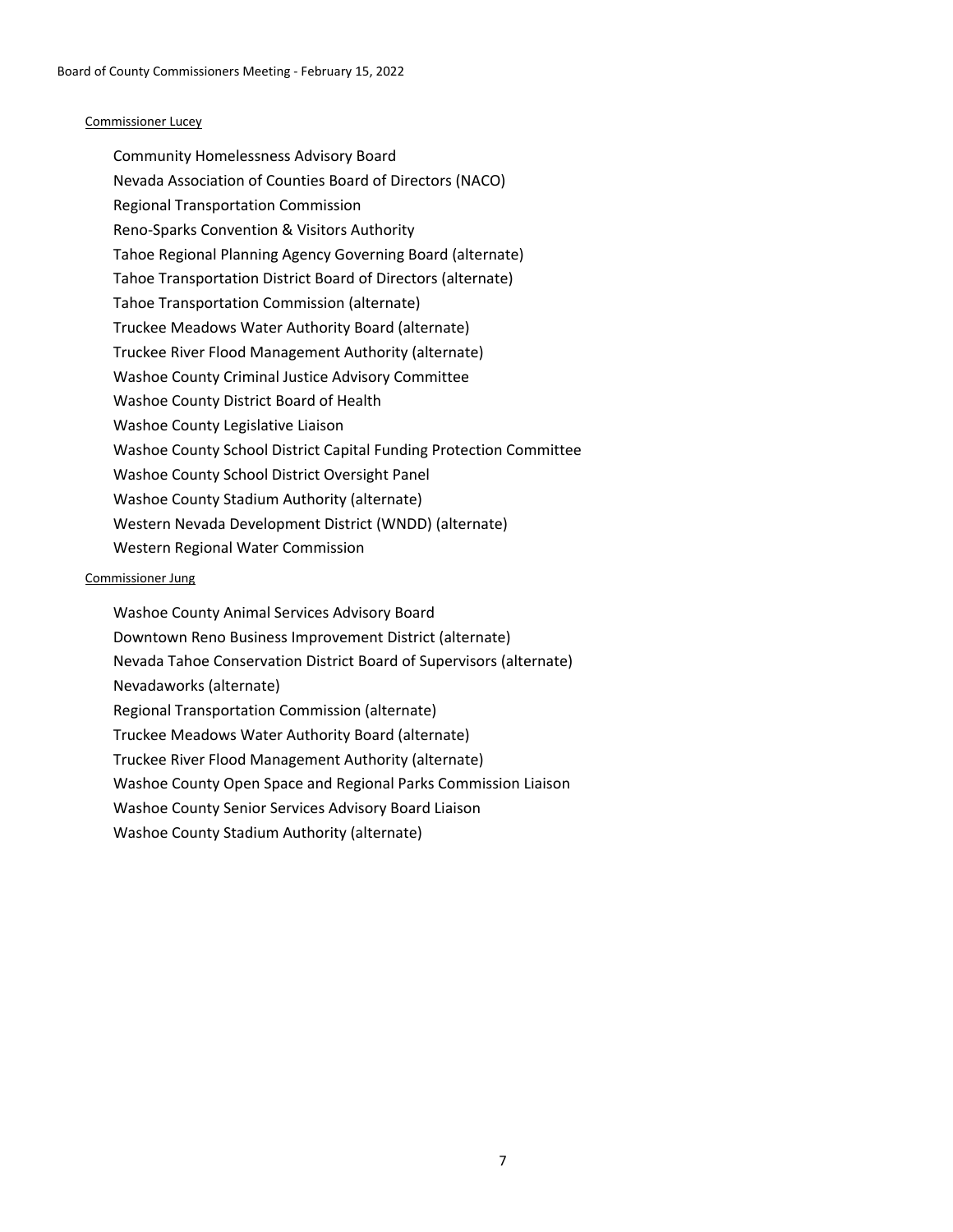Commissioner Lucey

- Community Homelessness Advisory Board
- Nevada Association of Counties Board of Directors (NACO)
- Regional Transportation Commission
- Reno-Sparks Convention & Visitors Authority
- Tahoe Regional Planning Agency Governing Board (alternate)
- Tahoe Transportation District Board of Directors (alternate)
- Tahoe Transportation Commission (alternate)
- Truckee Meadows Water Authority Board (alternate)
- Truckee River Flood Management Authority (alternate)
- Washoe County Criminal Justice Advisory Committee
- Washoe County District Board of Health
- Washoe County Legislative Liaison
- Washoe County School District Capital Funding Protection Committee
- Washoe County School District Oversight Panel
- Washoe County Stadium Authority (alternate)
- Western Nevada Development District (WNDD) (alternate)
- Western Regional Water Commission

Commissioner Jung

- Washoe County Animal Services Advisory Board
- Downtown Reno Business Improvement District (alternate)
- Nevada Tahoe Conservation District Board of Supervisors (alternate)
- Nevadaworks (alternate)
- Regional Transportation Commission (alternate)
- Truckee Meadows Water Authority Board (alternate)
- Truckee River Flood Management Authority (alternate)
- Washoe County Open Space and Regional Parks Commission Liaison
- Washoe County Senior Services Advisory Board Liaison
- Washoe County Stadium Authority (alternate)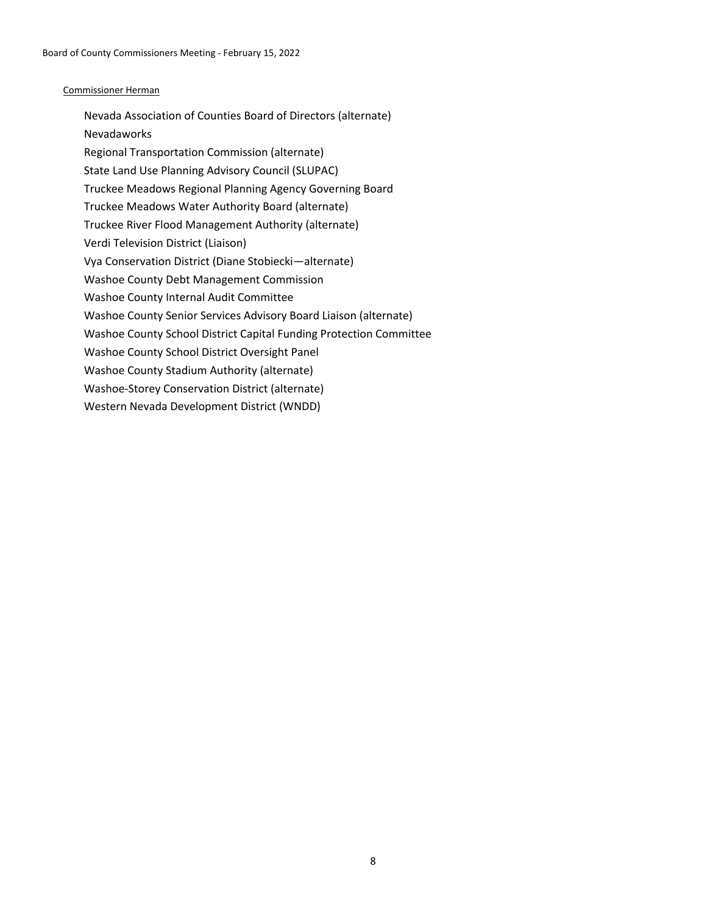Commissioner Herman

Nevada Association of Counties Board of Directors (alternate)
Nevadaworks
Regional Transportation Commission (alternate)
State Land Use Planning Advisory Council (SLUPAC)
Truckee Meadows Regional Planning Agency Governing Board
Truckee Meadows Water Authority Board (alternate)
Truckee River Flood Management Authority (alternate)
Verdi Television District (Liaison)
Vya Conservation District (Diane Stobiecki—alternate)
Washoe County Debt Management Commission
Washoe County Internal Audit Committee
Washoe County Senior Services Advisory Board Liaison (alternate)
Washoe County School District Capital Funding Protection Committee
Washoe County School District Oversight Panel
Washoe County Stadium Authority (alternate)
Washoe-Storey Conservation District (alternate)
Western Nevada Development District (WNDD)